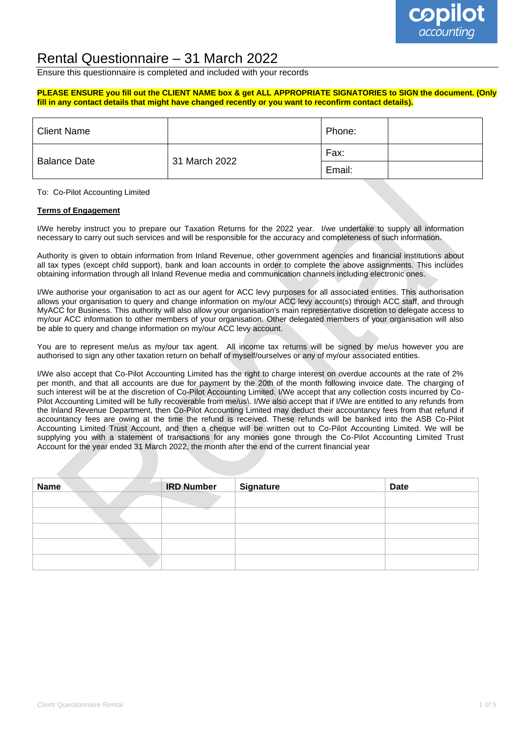# Rental Questionnaire – 31 March 2022

Ensure this questionnaire is completed and included with your records

**PLEASE ENSURE you fill out the CLIENT NAME box & get ALL APPROPRIATE SIGNATORIES to SIGN the document. (Only fill in any contact details that might have changed recently or you want to reconfirm contact details).**

| Client Name | | Phone: | |
|---|---|---|---|
| Balance Date | 31 March 2022 | Fax: | |
| | | Email: | |

To: Co-Pilot Accounting Limited

**Terms of Engagement**

I/We hereby instruct you to prepare our Taxation Returns for the 2022 year. I/we undertake to supply all information necessary to carry out such services and will be responsible for the accuracy and completeness of such information.

Authority is given to obtain information from Inland Revenue, other government agencies and financial institutions about all tax types (except child support), bank and loan accounts in order to complete the above assignments. This includes obtaining information through all Inland Revenue media and communication channels including electronic ones.

I/We authorise your organisation to act as our agent for ACC levy purposes for all associated entities. This authorisation allows your organisation to query and change information on my/our ACC levy account(s) through ACC staff, and through MyACC for Business. This authority will also allow your organisation's main representative discretion to delegate access to my/our ACC information to other members of your organisation. Other delegated members of your organisation will also be able to query and change information on my/our ACC levy account.

You are to represent me/us as my/our tax agent. All income tax returns will be signed by me/us however you are authorised to sign any other taxation return on behalf of myself/ourselves or any of my/our associated entities.

I/We also accept that Co-Pilot Accounting Limited has the right to charge interest on overdue accounts at the rate of 2% per month, and that all accounts are due for payment by the 20th of the month following invoice date. The charging of such interest will be at the discretion of Co-Pilot Accounting Limited. I/We accept that any collection costs incurred by Co-Pilot Accounting Limited will be fully recoverable from me/us\. I/We also accept that if I/We are entitled to any refunds from the Inland Revenue Department, then Co-Pilot Accounting Limited may deduct their accountancy fees from that refund if accountancy fees are owing at the time the refund is received. These refunds will be banked into the ASB Co-Pilot Accounting Limited Trust Account, and then a cheque will be written out to Co-Pilot Accounting Limited. We will be supplying you with a statement of transactions for any monies gone through the Co-Pilot Accounting Limited Trust Account for the year ended 31 March 2022, the month after the end of the current financial year

| Name | IRD Number | Signature | Date |
|---|---|---|---|
| | | | |
| | | | |
| | | | |
| | | | |
| | | | |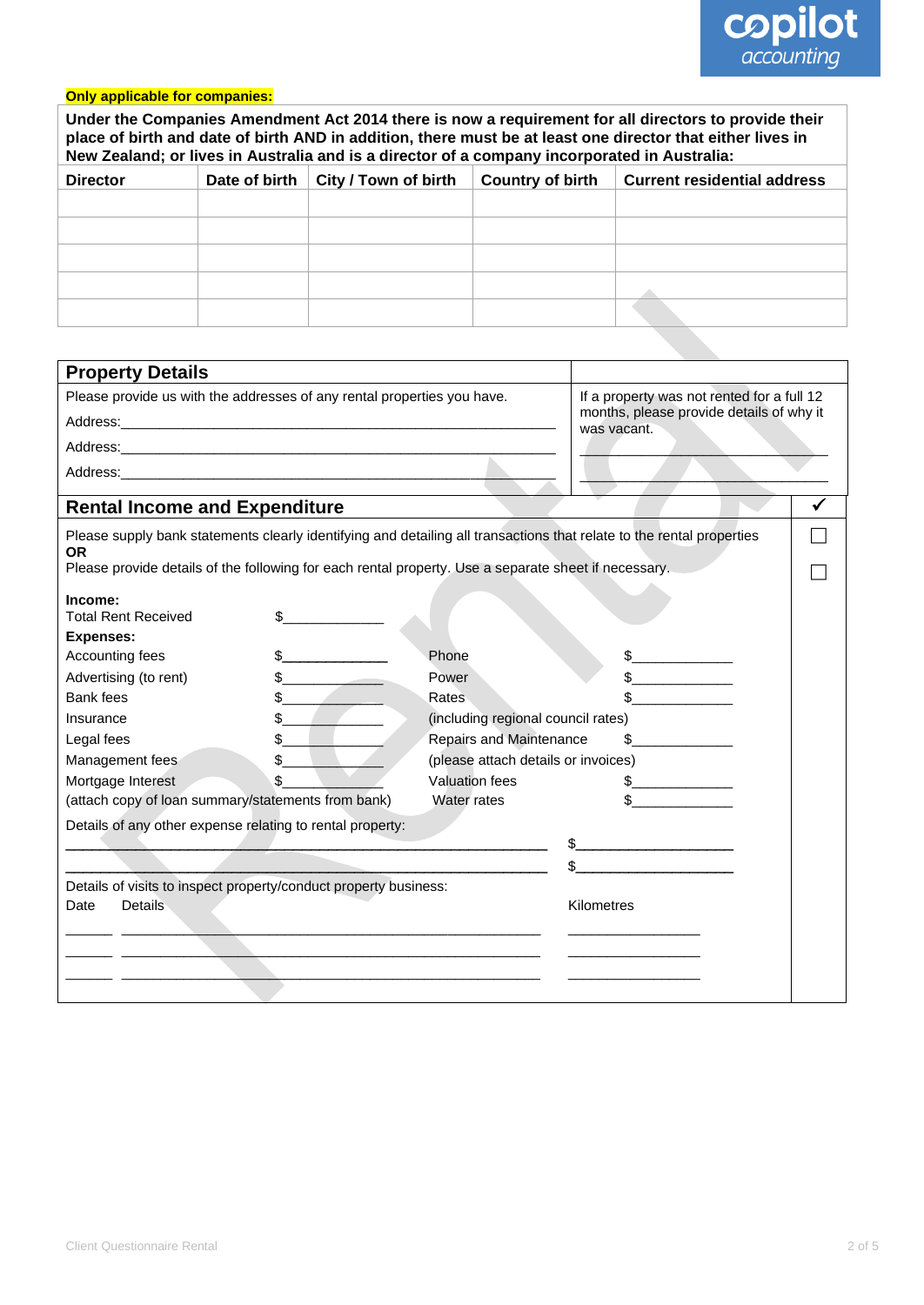**Only applicable for companies:**

| Under the Companies Amendment Act 2014 there is now a requirement for all directors to provide their place of birth and date of birth AND in addition, there must be at least one director that either lives in New Zealand; or lives in Australia and is a director of a company incorporated in Australia: | | | | |
|---|---|---|---|---|
| **Director** | **Date of birth** | **City / Town of birth** | **Country of birth** | **Current residential address** |
| | | | | |
| | | | | |
| | | | | |
| | | | | |
| | | | | |

## Property Details

Please provide us with the addresses of any rental properties you have.

Address:________________________________________________________

Address:________________________________________________________

Address:________________________________________________________

If a property was not rented for a full 12 months, please provide details of why it was vacant.

________________________________________

________________________________________

## Rental Income and Expenditure ✓

Please supply bank statements clearly identifying and detailing all transactions that relate to the rental properties ☐

**OR**

Please provide details of the following for each rental property. Use a separate sheet if necessary. ☐

**Income:**

Total Rent Received $____________

**Expenses:**

| | | | |
|---|---|---|---|
| Accounting fees | $____________ | Phone | $____________ |
| Advertising (to rent) | $____________ | Power | $____________ |
| Bank fees | $____________ | Rates | $____________ |
| Insurance | $____________ | (including regional council rates) | |
| Legal fees | $____________ | Repairs and Maintenance | $____________ |
| Management fees | $____________ | (please attach details or invoices) | |
| Mortgage Interest | $____________ | Valuation fees | $____________ |
| (attach copy of loan summary/statements from bank) | | Water rates | $____________ |

Details of any other expense relating to rental property:

____________________________________________________________ $__________________

____________________________________________________________ $__________________

Details of visits to inspect property/conduct property business:

| Date | Details | Kilometres |
|---|---|---|
| ______ | ________________________________________________ | ________________ |
| ______ | ________________________________________________ | ________________ |
| ______ | ________________________________________________ | ________________ |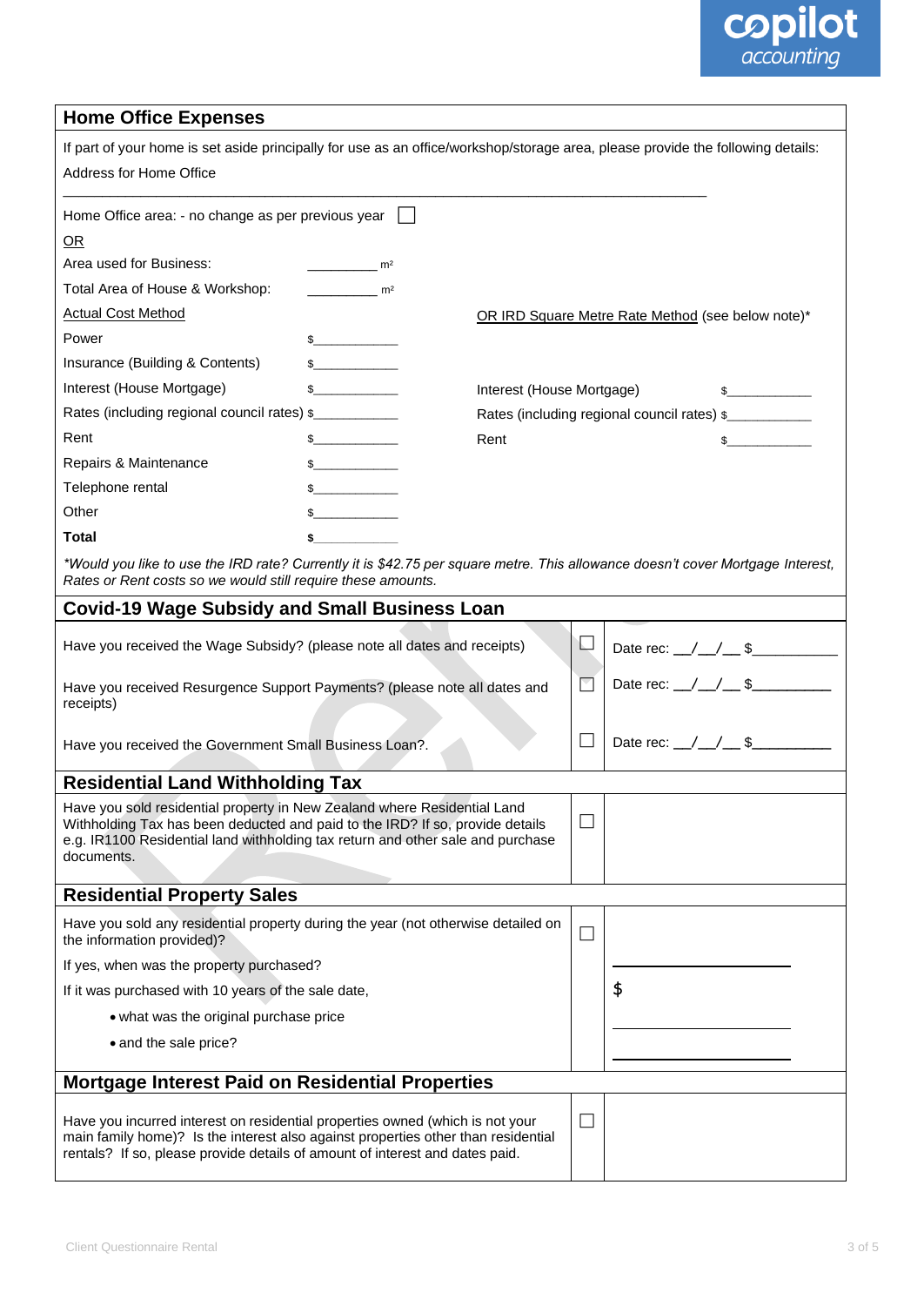## Home Office Expenses

If part of your home is set aside principally for use as an office/workshop/storage area, please provide the following details:

Address for Home Office

\_\_\_\_\_\_\_\_\_\_\_\_\_\_\_\_\_\_\_\_\_\_\_\_\_\_\_\_\_\_\_\_\_\_\_\_\_\_\_\_\_\_\_\_\_\_\_\_\_\_\_\_\_\_\_\_\_\_\_\_\_\_\_\_\_\_\_\_\_\_\_\_\_\_\_\_\_\_

Home Office area: - no change as per previous year ☐

OR

Area used for Business: \_\_\_\_\_\_\_\_\_\_ m²

Total Area of House & Workshop: \_\_\_\_\_\_\_\_\_\_ m²

| Actual Cost Method | | OR IRD Square Metre Rate Method (see below note)* | |
|---|---|---|---|
| Power | $\_\_\_\_\_\_\_\_\_\_\_\_ | | |
| Insurance (Building & Contents) | $\_\_\_\_\_\_\_\_\_\_\_\_ | | |
| Interest (House Mortgage) | $\_\_\_\_\_\_\_\_\_\_\_\_ | Interest (House Mortgage) | $\_\_\_\_\_\_\_\_\_\_\_\_ |
| Rates (including regional council rates) | $\_\_\_\_\_\_\_\_\_\_\_\_ | Rates (including regional council rates) | $\_\_\_\_\_\_\_\_\_\_\_\_ |
| Rent | $\_\_\_\_\_\_\_\_\_\_\_\_ | Rent | $\_\_\_\_\_\_\_\_\_\_\_\_ |
| Repairs & Maintenance | $\_\_\_\_\_\_\_\_\_\_\_\_ | | |
| Telephone rental | $\_\_\_\_\_\_\_\_\_\_\_\_ | | |
| Other | $\_\_\_\_\_\_\_\_\_\_\_\_ | | |
| **Total** | **$\_\_\_\_\_\_\_\_\_\_\_\_** | | |

*\*Would you like to use the IRD rate? Currently it is $42.75 per square metre. This allowance doesn't cover Mortgage Interest, Rates or Rent costs so we would still require these amounts.*

## Covid-19 Wage Subsidy and Small Business Loan

| | | |
|---|---|---|
| Have you received the Wage Subsidy? (please note all dates and receipts) | ☐ | Date rec: \_\_/\_\_/\_\_ $\_\_\_\_\_\_\_\_\_\_\_ |
| Have you received Resurgence Support Payments? (please note all dates and receipts) | ☐ | Date rec: \_\_/\_\_/\_\_ $\_\_\_\_\_\_\_\_\_\_ |
| Have you received the Government Small Business Loan?. | ☐ | Date rec: \_\_/\_\_/\_\_ $\_\_\_\_\_\_\_\_\_\_ |

## Residential Land Withholding Tax

| | | |
|---|---|---|
| Have you sold residential property in New Zealand where Residential Land Withholding Tax has been deducted and paid to the IRD? If so, provide details e.g. IR1100 Residential land withholding tax return and other sale and purchase documents. | ☐ | |

## Residential Property Sales

| | | |
|---|---|---|
| Have you sold any residential property during the year (not otherwise detailed on the information provided)? | ☐ | |
| If yes, when was the property purchased? | | \_\_\_\_\_\_\_\_\_\_\_\_\_\_\_\_\_\_\_\_\_\_\_\_ |
| If it was purchased with 10 years of the sale date, | | $ |
| • what was the original purchase price | | \_\_\_\_\_\_\_\_\_\_\_\_\_\_\_\_\_\_\_\_\_\_\_\_ |
| • and the sale price? | | \_\_\_\_\_\_\_\_\_\_\_\_\_\_\_\_\_\_\_\_\_\_\_\_ |

## Mortgage Interest Paid on Residential Properties

| | | |
|---|---|---|
| Have you incurred interest on residential properties owned (which is not your main family home)? Is the interest also against properties other than residential rentals? If so, please provide details of amount of interest and dates paid. | ☐ | |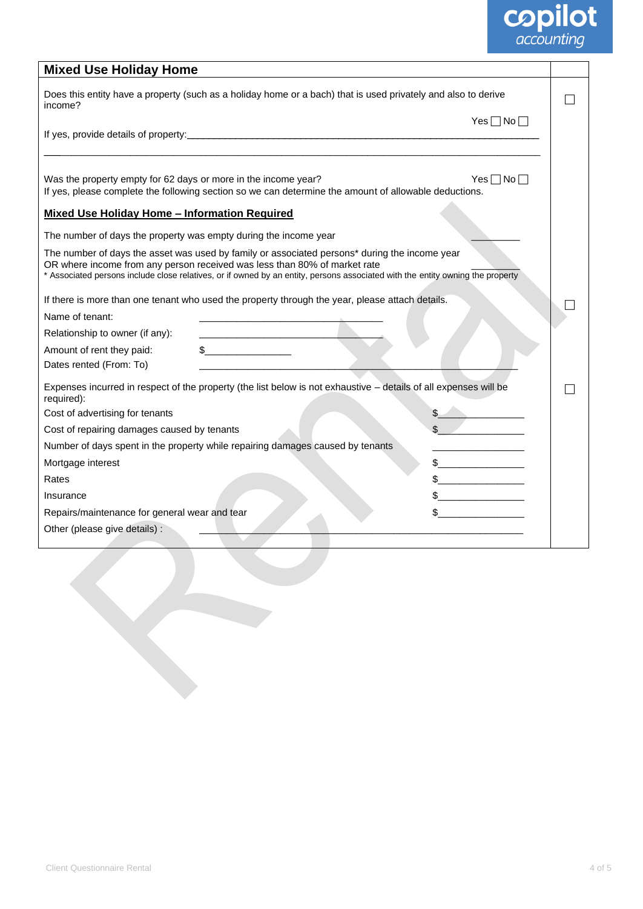## Mixed Use Holiday Home

Does this entity have a property (such as a holiday home or a bach) that is used privately and also to derive income? ☐

Yes ☐ No ☐

If yes, provide details of property:______________________________________________________________________

______________________________________________________________________________________________

Was the property empty for 62 days or more in the income year? Yes ☐ No ☐

If yes, please complete the following section so we can determine the amount of allowable deductions.

**Mixed Use Holiday Home – Information Required**

The number of days the property was empty during the income year __________

The number of days the asset was used by family or associated persons* during the income year OR where income from any person received was less than 80% of market rate __________

\* Associated persons include close relatives, or if owned by an entity, persons associated with the entity owning the property

If there is more than one tenant who used the property through the year, please attach details. ☐

Name of tenant: ____________________________________

Relationship to owner (if any): ____________________________________

Amount of rent they paid: $________________

Dates rented (From: To) ________________________________________________________________

Expenses incurred in respect of the property (the list below is not exhaustive – details of all expenses will be required): ☐

| | |
|---|---|
| Cost of advertising for tenants | $________________ |
| Cost of repairing damages caused by tenants | $________________ |
| Number of days spent in the property while repairing damages caused by tenants | ________________ |
| Mortgage interest | $________________ |
| Rates | $________________ |
| Insurance | $________________ |
| Repairs/maintenance for general wear and tear | $________________ |

Other (please give details) : ________________________________________________________________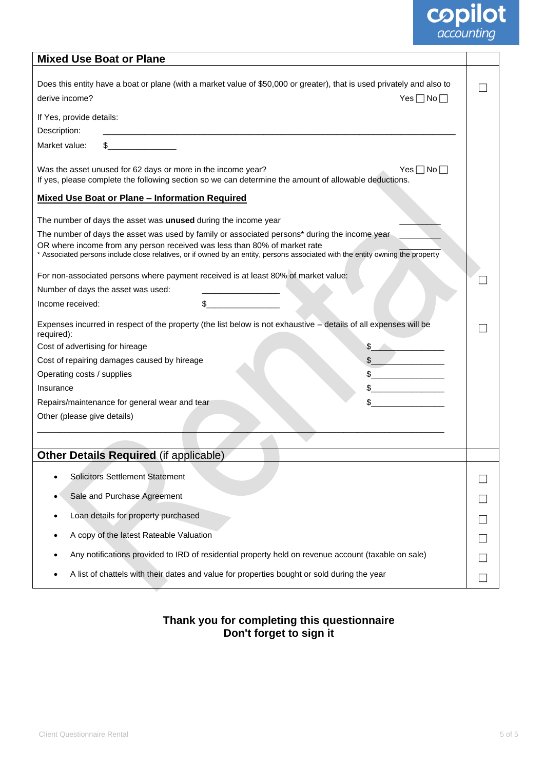## Mixed Use Boat or Plane

Does this entity have a boat or plane (with a market value of $50,000 or greater), that is used privately and also to derive income? Yes ☐ No ☐ ☐

If Yes, provide details:

Description: ____________________________________________________________

Market value: $______________

Was the asset unused for 62 days or more in the income year? Yes ☐ No ☐

If yes, please complete the following section so we can determine the amount of allowable deductions.

**Mixed Use Boat or Plane – Information Required**

The number of days the asset was **unused** during the income year _________

The number of days the asset was used by family or associated persons* during the income year _________

OR where income from any person received was less than 80% of market rate _________

\* Associated persons include close relatives, or if owned by an entity, persons associated with the entity owning the property

For non-associated persons where payment received is at least 80% of market value: ☐

Number of days the asset was used: _______________

Income received: $_______________

Expenses incurred in respect of the property (the list below is not exhaustive – details of all expenses will be required): ☐

Cost of advertising for hireage $_______________

Cost of repairing damages caused by hireage $_______________

Operating costs / supplies $_______________

Insurance $_______________

Repairs/maintenance for general wear and tear $_______________

Other (please give details)

____________________________________________________________

## Other Details Required (if applicable)

- Solicitors Settlement Statement ☐
- Sale and Purchase Agreement ☐
- Loan details for property purchased ☐
- A copy of the latest Rateable Valuation ☐
- Any notifications provided to IRD of residential property held on revenue account (taxable on sale) ☐
- A list of chattels with their dates and value for properties bought or sold during the year ☐

**Thank you for completing this questionnaire**
**Don't forget to sign it**